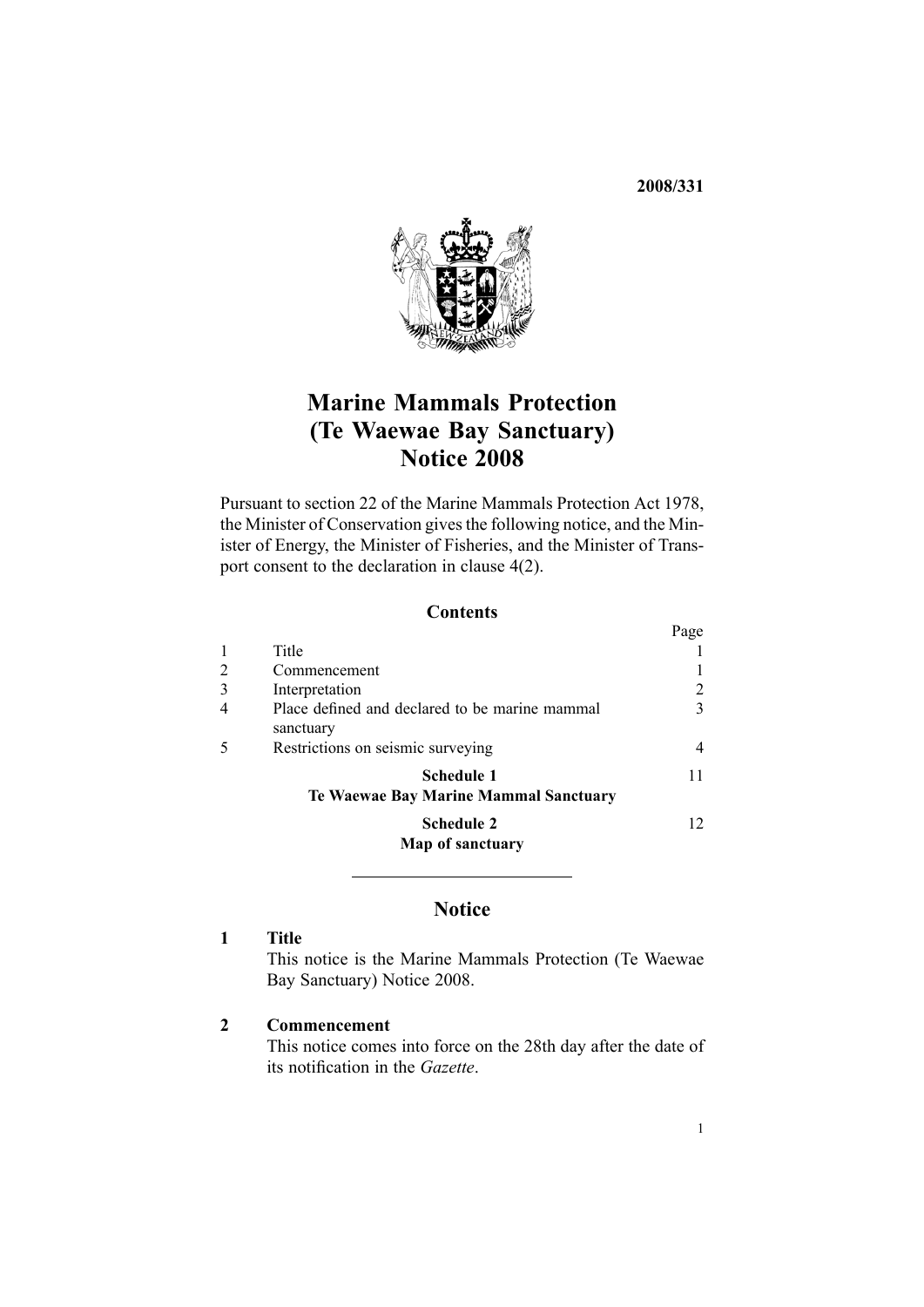2008/331

# Marine Mammals Protection (Te Waewae Bay Sanctuary) Notice 2008

Pursuant to section 22 of the Marine Mammals Protection Act 1978, the Minister of Conservation gives the following notice, and the Minister of Energy, the Minister of Fisheries, and the Minister of Transport consent to the declaration in clause 4(2).

## Contents

| | | Page |
|---|---|---|
| 1 | Title | 1 |
| 2 | Commencement | 1 |
| 3 | Interpretation | 2 |
| 4 | Place defined and declared to be marine mammal sanctuary | 3 |
| 5 | Restrictions on seismic surveying | 4 |
| | **Schedule 1** **Te Waewae Bay Marine Mammal Sanctuary** | 11 |
| | **Schedule 2** **Map of sanctuary** | 12 |

---

## Notice

### 1 Title

This notice is the Marine Mammals Protection (Te Waewae Bay Sanctuary) Notice 2008.

### 2 Commencement

This notice comes into force on the 28th day after the date of its notification in the *Gazette*.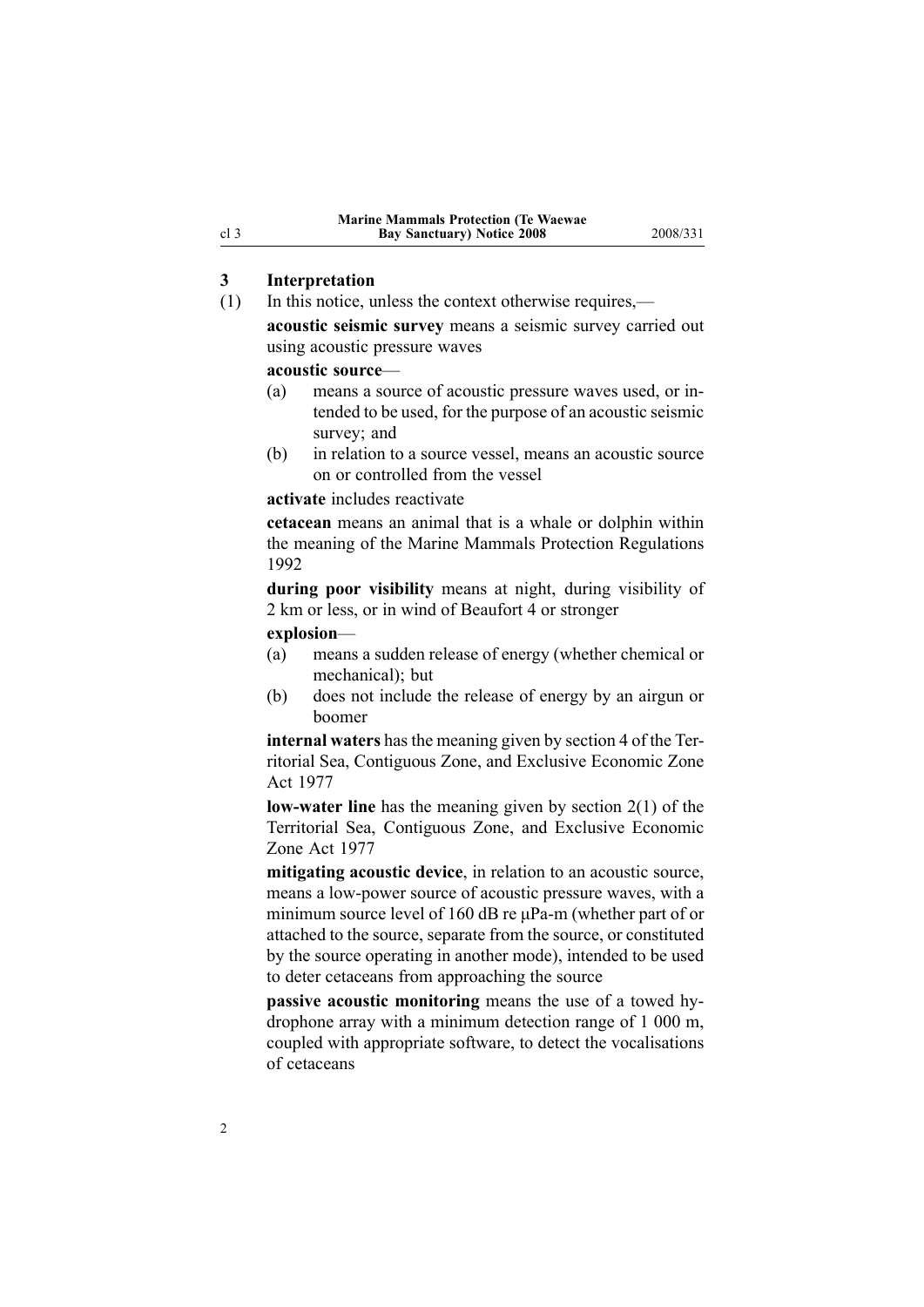## 3 Interpretation

(1) In this notice, unless the context otherwise requires,—

**acoustic seismic survey** means a seismic survey carried out using acoustic pressure waves

**acoustic source**—

- (a) means a source of acoustic pressure waves used, or intended to be used, for the purpose of an acoustic seismic survey; and
- (b) in relation to a source vessel, means an acoustic source on or controlled from the vessel

**activate** includes reactivate

**cetacean** means an animal that is a whale or dolphin within the meaning of the Marine Mammals Protection Regulations 1992

**during poor visibility** means at night, during visibility of 2 km or less, or in wind of Beaufort 4 or stronger

**explosion**—

- (a) means a sudden release of energy (whether chemical or mechanical); but
- (b) does not include the release of energy by an airgun or boomer

**internal waters** has the meaning given by section 4 of the Territorial Sea, Contiguous Zone, and Exclusive Economic Zone Act 1977

**low-water line** has the meaning given by section 2(1) of the Territorial Sea, Contiguous Zone, and Exclusive Economic Zone Act 1977

**mitigating acoustic device**, in relation to an acoustic source, means a low-power source of acoustic pressure waves, with a minimum source level of 160 dB re µPa-m (whether part of or attached to the source, separate from the source, or constituted by the source operating in another mode), intended to be used to deter cetaceans from approaching the source

**passive acoustic monitoring** means the use of a towed hydrophone array with a minimum detection range of 1 000 m, coupled with appropriate software, to detect the vocalisations of cetaceans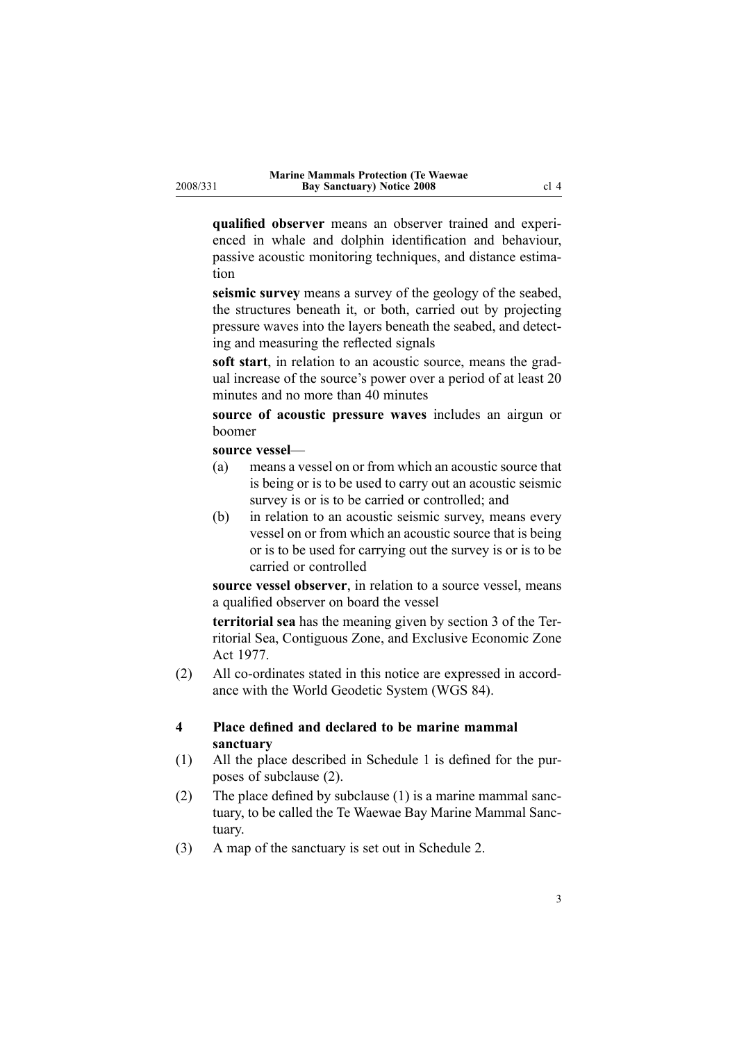**qualified observer** means an observer trained and experienced in whale and dolphin identification and behaviour, passive acoustic monitoring techniques, and distance estimation

**seismic survey** means a survey of the geology of the seabed, the structures beneath it, or both, carried out by projecting pressure waves into the layers beneath the seabed, and detecting and measuring the reflected signals

**soft start**, in relation to an acoustic source, means the gradual increase of the source's power over a period of at least 20 minutes and no more than 40 minutes

**source of acoustic pressure waves** includes an airgun or boomer

**source vessel**—

(a) means a vessel on or from which an acoustic source that is being or is to be used to carry out an acoustic seismic survey is or is to be carried or controlled; and

(b) in relation to an acoustic seismic survey, means every vessel on or from which an acoustic source that is being or is to be used for carrying out the survey is or is to be carried or controlled

**source vessel observer**, in relation to a source vessel, means a qualified observer on board the vessel

**territorial sea** has the meaning given by section 3 of the Territorial Sea, Contiguous Zone, and Exclusive Economic Zone Act 1977.

(2) All co-ordinates stated in this notice are expressed in accordance with the World Geodetic System (WGS 84).

### 4 Place defined and declared to be marine mammal sanctuary

(1) All the place described in Schedule 1 is defined for the purposes of subclause (2).

(2) The place defined by subclause (1) is a marine mammal sanctuary, to be called the Te Waewae Bay Marine Mammal Sanctuary.

(3) A map of the sanctuary is set out in Schedule 2.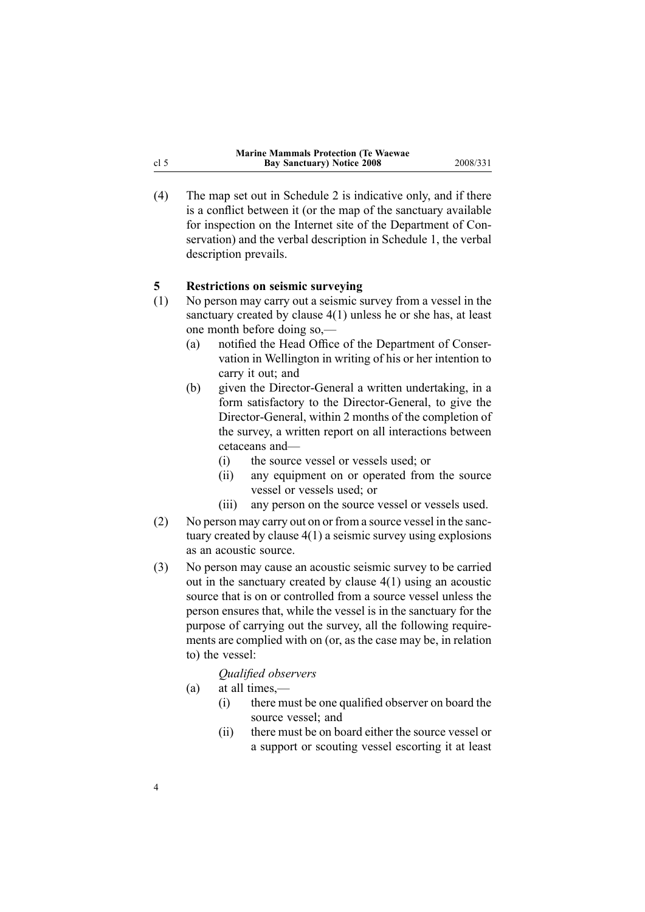(4) The map set out in Schedule 2 is indicative only, and if there is a conflict between it (or the map of the sanctuary available for inspection on the Internet site of the Department of Conservation) and the verbal description in Schedule 1, the verbal description prevails.

## 5 Restrictions on seismic surveying

(1) No person may carry out a seismic survey from a vessel in the sanctuary created by clause 4(1) unless he or she has, at least one month before doing so,—

- (a) notified the Head Office of the Department of Conservation in Wellington in writing of his or her intention to carry it out; and
- (b) given the Director-General a written undertaking, in a form satisfactory to the Director-General, to give the Director-General, within 2 months of the completion of the survey, a written report on all interactions between cetaceans and—
  - (i) the source vessel or vessels used; or
  - (ii) any equipment on or operated from the source vessel or vessels used; or
  - (iii) any person on the source vessel or vessels used.

(2) No person may carry out on or from a source vessel in the sanctuary created by clause 4(1) a seismic survey using explosions as an acoustic source.

(3) No person may cause an acoustic seismic survey to be carried out in the sanctuary created by clause 4(1) using an acoustic source that is on or controlled from a source vessel unless the person ensures that, while the vessel is in the sanctuary for the purpose of carrying out the survey, all the following requirements are complied with on (or, as the case may be, in relation to) the vessel:

*Qualified observers*

- (a) at all times,—
  - (i) there must be one qualified observer on board the source vessel; and
  - (ii) there must be on board either the source vessel or a support or scouting vessel escorting it at least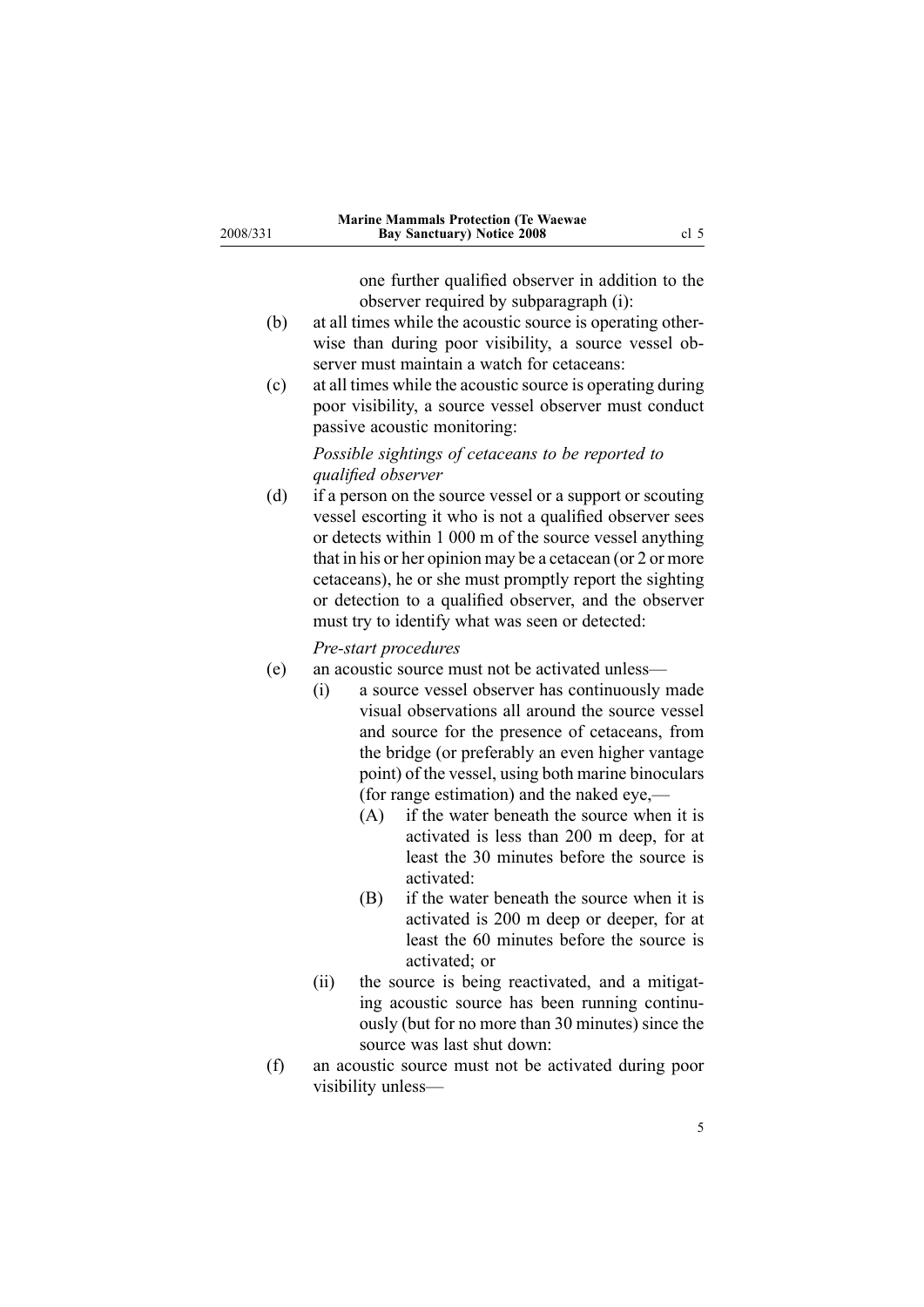one further qualified observer in addition to the observer required by subparagraph (i):

(b) at all times while the acoustic source is operating otherwise than during poor visibility, a source vessel observer must maintain a watch for cetaceans:

(c) at all times while the acoustic source is operating during poor visibility, a source vessel observer must conduct passive acoustic monitoring:

*Possible sightings of cetaceans to be reported to qualified observer*

(d) if a person on the source vessel or a support or scouting vessel escorting it who is not a qualified observer sees or detects within 1 000 m of the source vessel anything that in his or her opinion may be a cetacean (or 2 or more cetaceans), he or she must promptly report the sighting or detection to a qualified observer, and the observer must try to identify what was seen or detected:

*Pre-start procedures*

(e) an acoustic source must not be activated unless—

  (i) a source vessel observer has continuously made visual observations all around the source vessel and source for the presence of cetaceans, from the bridge (or preferably an even higher vantage point) of the vessel, using both marine binoculars (for range estimation) and the naked eye,—

    (A) if the water beneath the source when it is activated is less than 200 m deep, for at least the 30 minutes before the source is activated:

    (B) if the water beneath the source when it is activated is 200 m deep or deeper, for at least the 60 minutes before the source is activated; or

  (ii) the source is being reactivated, and a mitigating acoustic source has been running continuously (but for no more than 30 minutes) since the source was last shut down:

(f) an acoustic source must not be activated during poor visibility unless—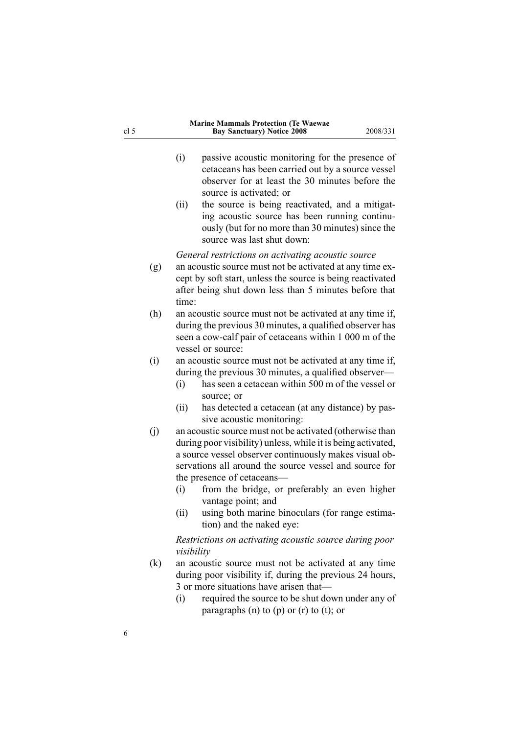(i) passive acoustic monitoring for the presence of cetaceans has been carried out by a source vessel observer for at least the 30 minutes before the source is activated; or

(ii) the source is being reactivated, and a mitigating acoustic source has been running continuously (but for no more than 30 minutes) since the source was last shut down:

*General restrictions on activating acoustic source*

(g) an acoustic source must not be activated at any time except by soft start, unless the source is being reactivated after being shut down less than 5 minutes before that time:

(h) an acoustic source must not be activated at any time if, during the previous 30 minutes, a qualified observer has seen a cow-calf pair of cetaceans within 1 000 m of the vessel or source:

(i) an acoustic source must not be activated at any time if, during the previous 30 minutes, a qualified observer—

(i) has seen a cetacean within 500 m of the vessel or source; or

(ii) has detected a cetacean (at any distance) by passive acoustic monitoring:

(j) an acoustic source must not be activated (otherwise than during poor visibility) unless, while it is being activated, a source vessel observer continuously makes visual observations all around the source vessel and source for the presence of cetaceans—

(i) from the bridge, or preferably an even higher vantage point; and

(ii) using both marine binoculars (for range estimation) and the naked eye:

*Restrictions on activating acoustic source during poor visibility*

(k) an acoustic source must not be activated at any time during poor visibility if, during the previous 24 hours, 3 or more situations have arisen that—

(i) required the source to be shut down under any of paragraphs (n) to (p) or (r) to (t); or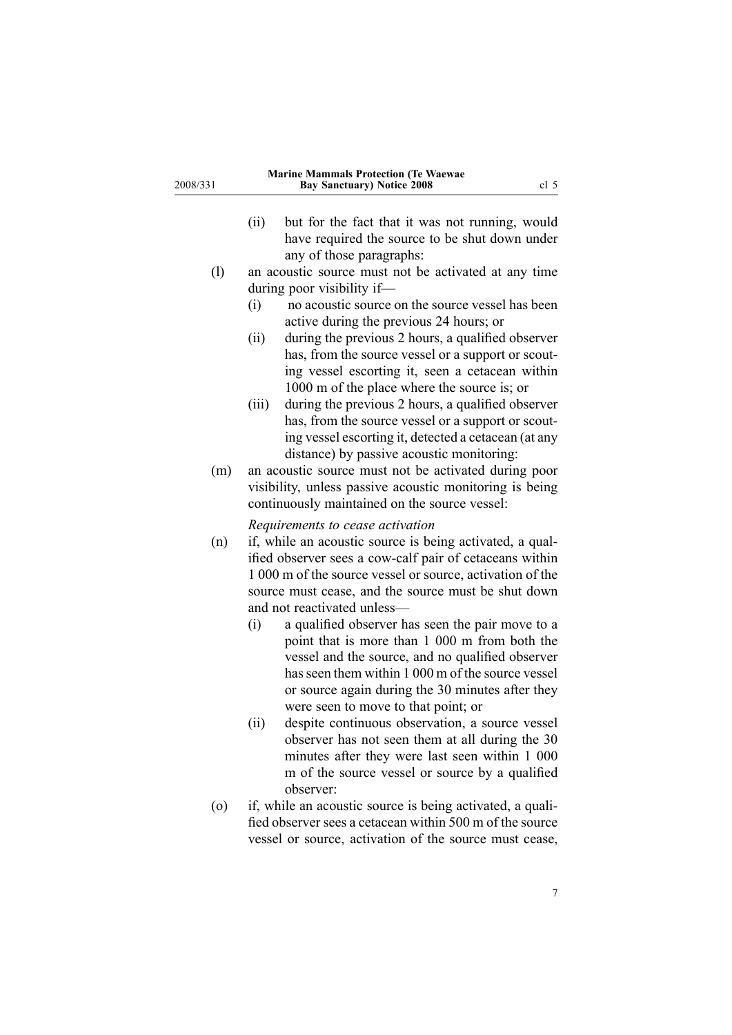(ii) but for the fact that it was not running, would have required the source to be shut down under any of those paragraphs:

(l) an acoustic source must not be activated at any time during poor visibility if—

(i) no acoustic source on the source vessel has been active during the previous 24 hours; or

(ii) during the previous 2 hours, a qualified observer has, from the source vessel or a support or scouting vessel escorting it, seen a cetacean within 1000 m of the place where the source is; or

(iii) during the previous 2 hours, a qualified observer has, from the source vessel or a support or scouting vessel escorting it, detected a cetacean (at any distance) by passive acoustic monitoring:

(m) an acoustic source must not be activated during poor visibility, unless passive acoustic monitoring is being continuously maintained on the source vessel:

*Requirements to cease activation*

(n) if, while an acoustic source is being activated, a qualified observer sees a cow-calf pair of cetaceans within 1 000 m of the source vessel or source, activation of the source must cease, and the source must be shut down and not reactivated unless—

(i) a qualified observer has seen the pair move to a point that is more than 1 000 m from both the vessel and the source, and no qualified observer has seen them within 1 000 m of the source vessel or source again during the 30 minutes after they were seen to move to that point; or

(ii) despite continuous observation, a source vessel observer has not seen them at all during the 30 minutes after they were last seen within 1 000 m of the source vessel or source by a qualified observer:

(o) if, while an acoustic source is being activated, a qualified observer sees a cetacean within 500 m of the source vessel or source, activation of the source must cease,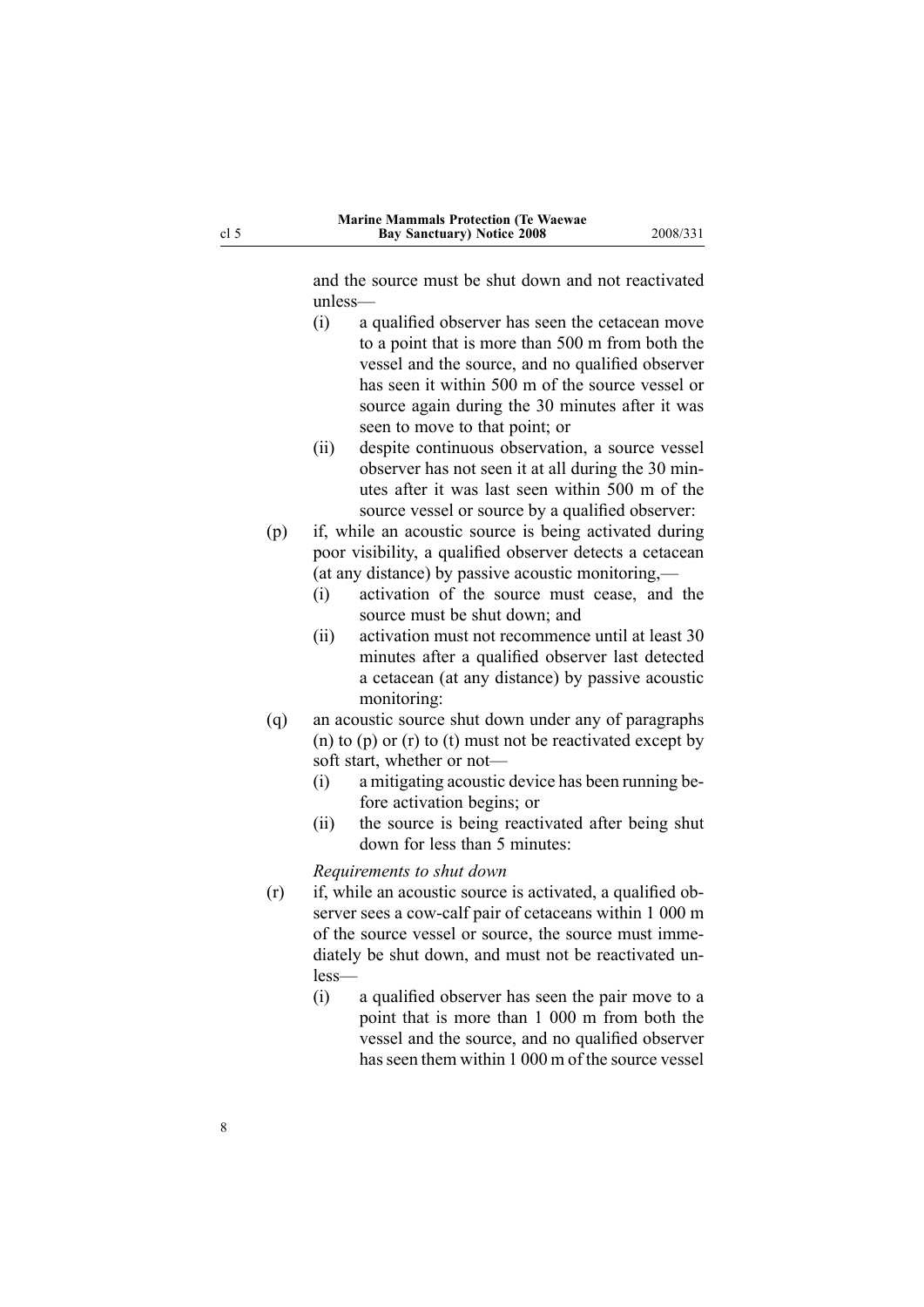and the source must be shut down and not reactivated unless—

   (i) a qualified observer has seen the cetacean move to a point that is more than 500 m from both the vessel and the source, and no qualified observer has seen it within 500 m of the source vessel or source again during the 30 minutes after it was seen to move to that point; or

   (ii) despite continuous observation, a source vessel observer has not seen it at all during the 30 minutes after it was last seen within 500 m of the source vessel or source by a qualified observer:

(p) if, while an acoustic source is being activated during poor visibility, a qualified observer detects a cetacean (at any distance) by passive acoustic monitoring,—

   (i) activation of the source must cease, and the source must be shut down; and

   (ii) activation must not recommence until at least 30 minutes after a qualified observer last detected a cetacean (at any distance) by passive acoustic monitoring:

(q) an acoustic source shut down under any of paragraphs (n) to (p) or (r) to (t) must not be reactivated except by soft start, whether or not—

   (i) a mitigating acoustic device has been running before activation begins; or

   (ii) the source is being reactivated after being shut down for less than 5 minutes:

*Requirements to shut down*

(r) if, while an acoustic source is activated, a qualified observer sees a cow-calf pair of cetaceans within 1 000 m of the source vessel or source, the source must immediately be shut down, and must not be reactivated unless—

   (i) a qualified observer has seen the pair move to a point that is more than 1 000 m from both the vessel and the source, and no qualified observer has seen them within 1 000 m of the source vessel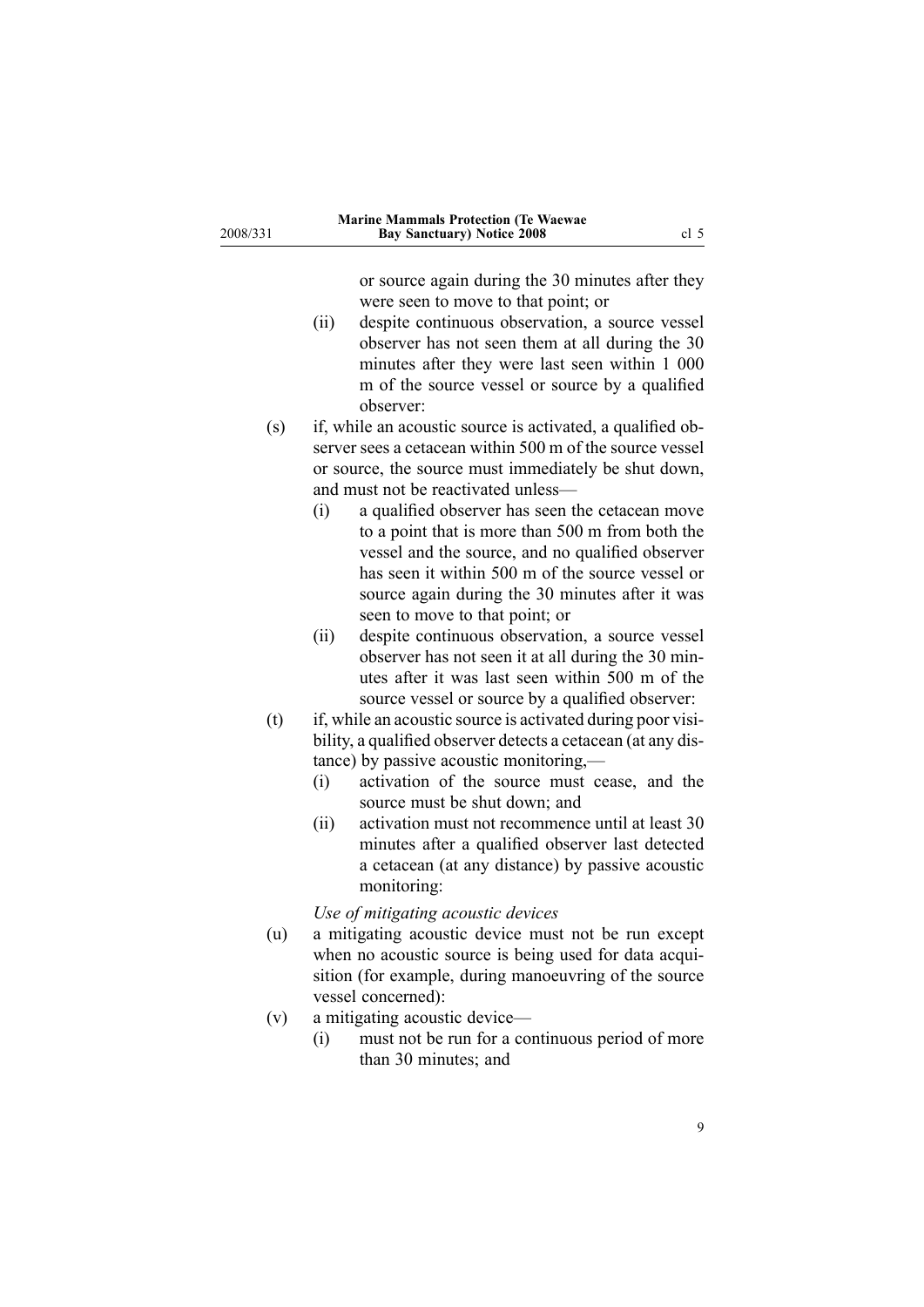or source again during the 30 minutes after they were seen to move to that point; or

- (ii) despite continuous observation, a source vessel observer has not seen them at all during the 30 minutes after they were last seen within 1 000 m of the source vessel or source by a qualified observer:

(s) if, while an acoustic source is activated, a qualified observer sees a cetacean within 500 m of the source vessel or source, the source must immediately be shut down, and must not be reactivated unless—

- (i) a qualified observer has seen the cetacean move to a point that is more than 500 m from both the vessel and the source, and no qualified observer has seen it within 500 m of the source vessel or source again during the 30 minutes after it was seen to move to that point; or
- (ii) despite continuous observation, a source vessel observer has not seen it at all during the 30 minutes after it was last seen within 500 m of the source vessel or source by a qualified observer:

(t) if, while an acoustic source is activated during poor visibility, a qualified observer detects a cetacean (at any distance) by passive acoustic monitoring,—

- (i) activation of the source must cease, and the source must be shut down; and
- (ii) activation must not recommence until at least 30 minutes after a qualified observer last detected a cetacean (at any distance) by passive acoustic monitoring:

*Use of mitigating acoustic devices*

(u) a mitigating acoustic device must not be run except when no acoustic source is being used for data acquisition (for example, during manoeuvring of the source vessel concerned):

(v) a mitigating acoustic device—

- (i) must not be run for a continuous period of more than 30 minutes; and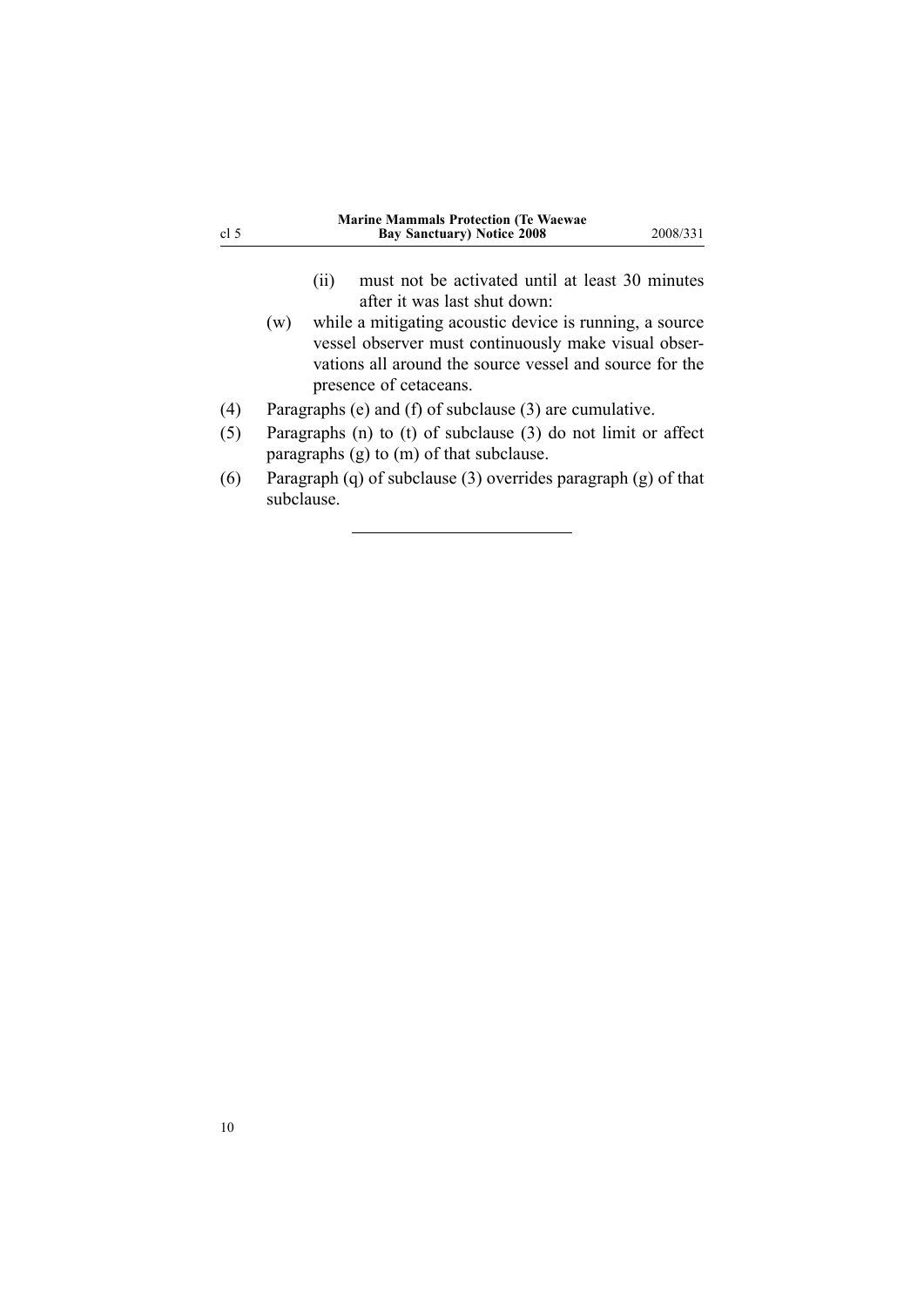- (ii) must not be activated until at least 30 minutes after it was last shut down:
  - (w) while a mitigating acoustic device is running, a source vessel observer must continuously make visual observations all around the source vessel and source for the presence of cetaceans.

(4) Paragraphs (e) and (f) of subclause (3) are cumulative.

(5) Paragraphs (n) to (t) of subclause (3) do not limit or affect paragraphs (g) to (m) of that subclause.

(6) Paragraph (q) of subclause (3) overrides paragraph (g) of that subclause.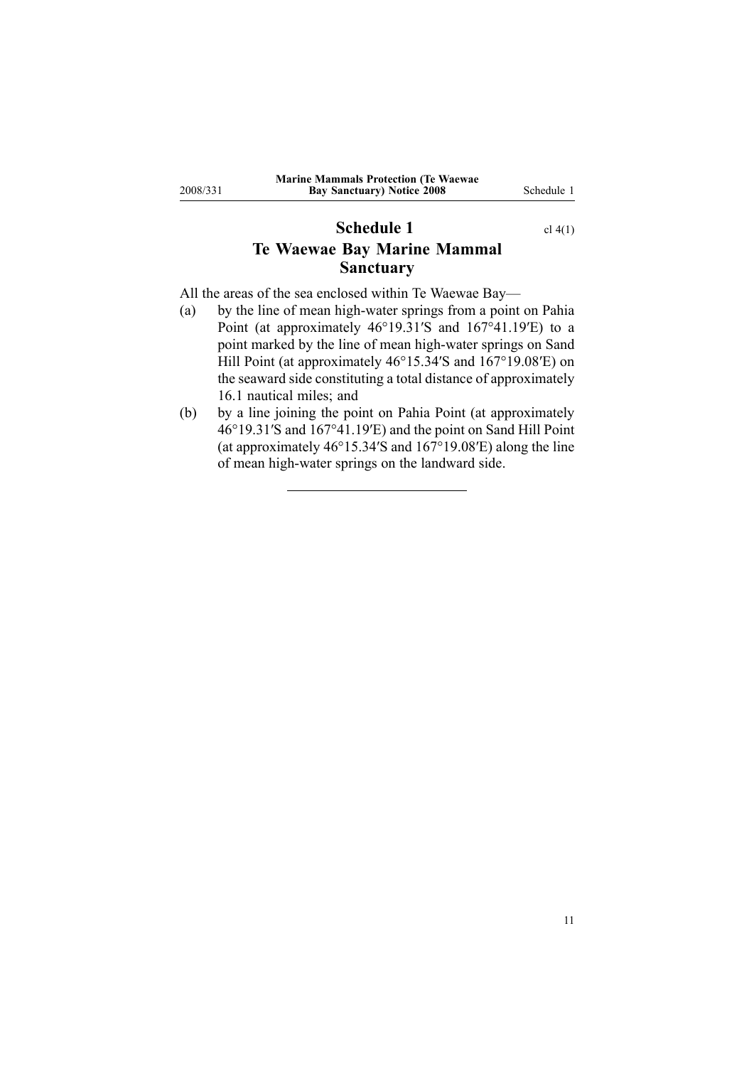## Schedule 1 cl 4(1)

## Te Waewae Bay Marine Mammal Sanctuary

All the areas of the sea enclosed within Te Waewae Bay—

(a) by the line of mean high-water springs from a point on Pahia Point (at approximately 46°19.31′S and 167°41.19′E) to a point marked by the line of mean high-water springs on Sand Hill Point (at approximately 46°15.34′S and 167°19.08′E) on the seaward side constituting a total distance of approximately 16.1 nautical miles; and

(b) by a line joining the point on Pahia Point (at approximately 46°19.31′S and 167°41.19′E) and the point on Sand Hill Point (at approximately 46°15.34′S and 167°19.08′E) along the line of mean high-water springs on the landward side.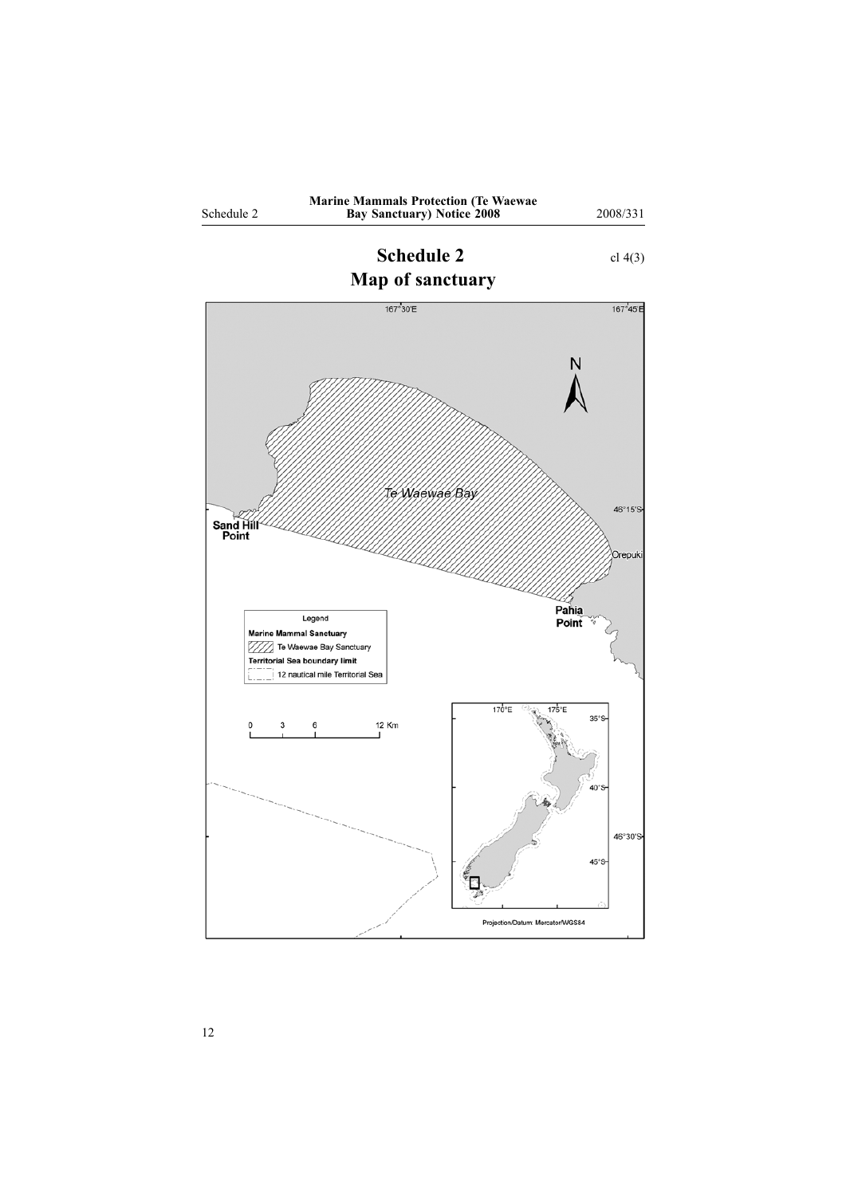# Schedule 2

cl 4(3)

## Map of sanctuary

167°30'E

167°45'E

N

Te Waewae Bay

46°15'S

Sand Hill Point

Orepuki

Pahia Point

Legend

**Marine Mammal Sanctuary**

Te Waewae Bay Sanctuary

**Territorial Sea boundary limit**

12 nautical mile Territorial Sea

0 3 6 12 Km

170°E 175°E

35°S

40°S

46°30'S

45°S

Projection/Datum: Mercator/WGS84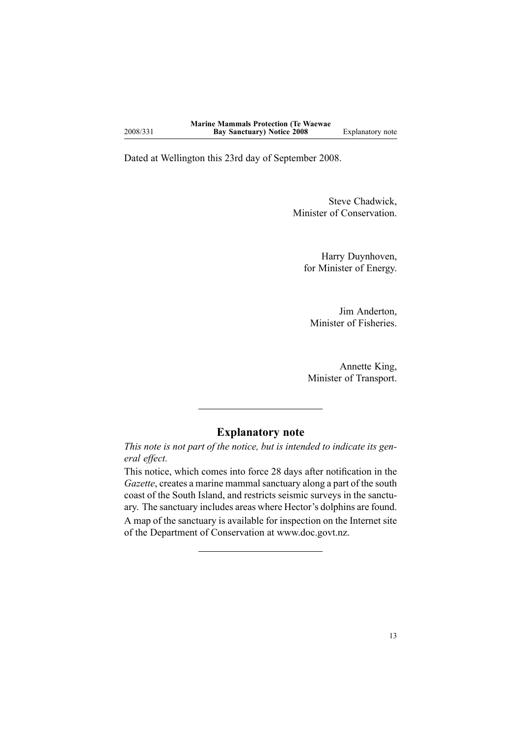Dated at Wellington this 23rd day of September 2008.

Steve Chadwick,
Minister of Conservation.

Harry Duynhoven,
for Minister of Energy.

Jim Anderton,
Minister of Fisheries.

Annette King,
Minister of Transport.

---

## Explanatory note

*This note is not part of the notice, but is intended to indicate its general effect.*

This notice, which comes into force 28 days after notification in the *Gazette*, creates a marine mammal sanctuary along a part of the south coast of the South Island, and restricts seismic surveys in the sanctuary. The sanctuary includes areas where Hector's dolphins are found.

A map of the sanctuary is available for inspection on the Internet site of the Department of Conservation at www.doc.govt.nz.

---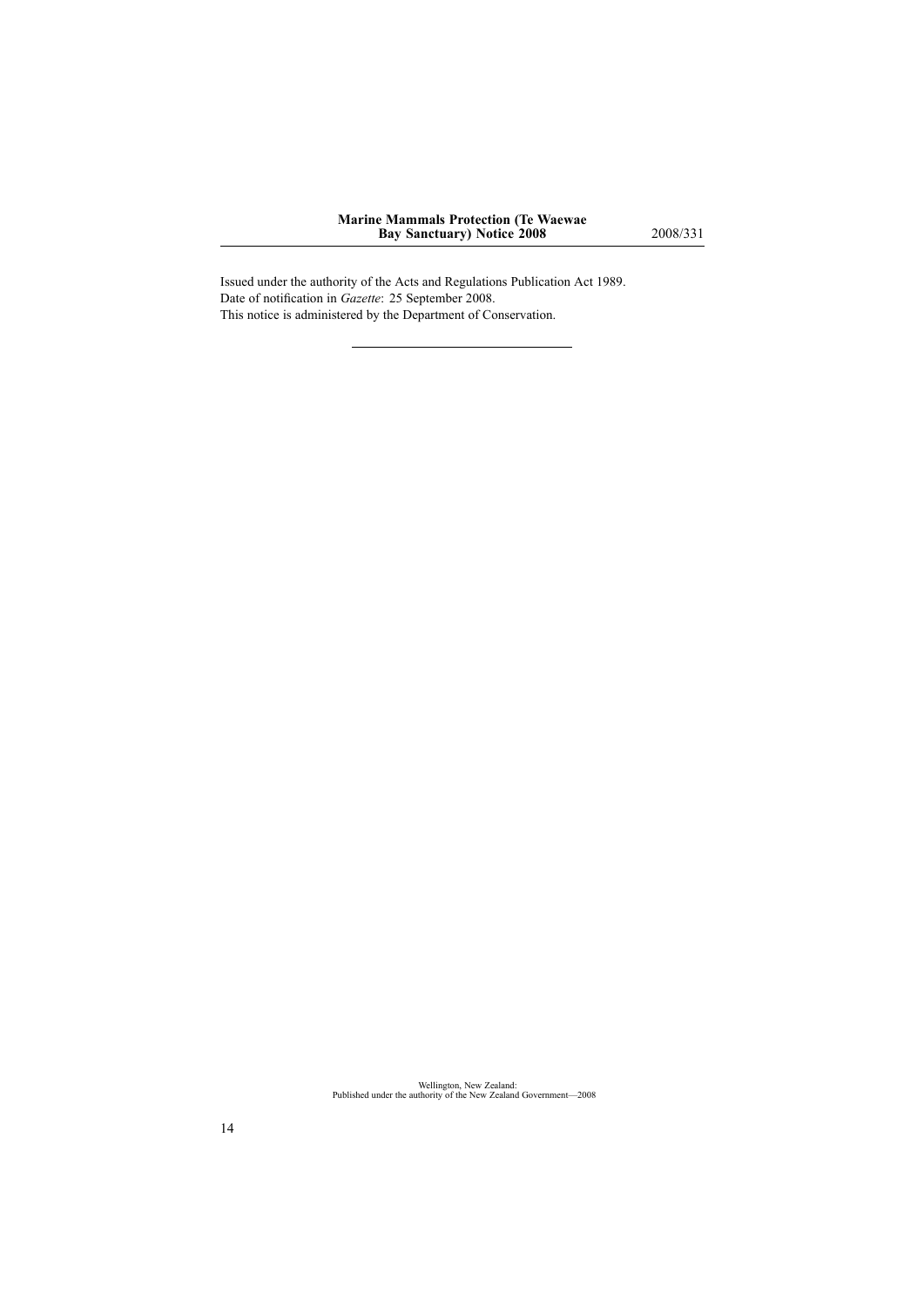Issued under the authority of the Acts and Regulations Publication Act 1989.
Date of notification in *Gazette*: 25 September 2008.
This notice is administered by the Department of Conservation.

---

Wellington, New Zealand:
Published under the authority of the New Zealand Government—2008